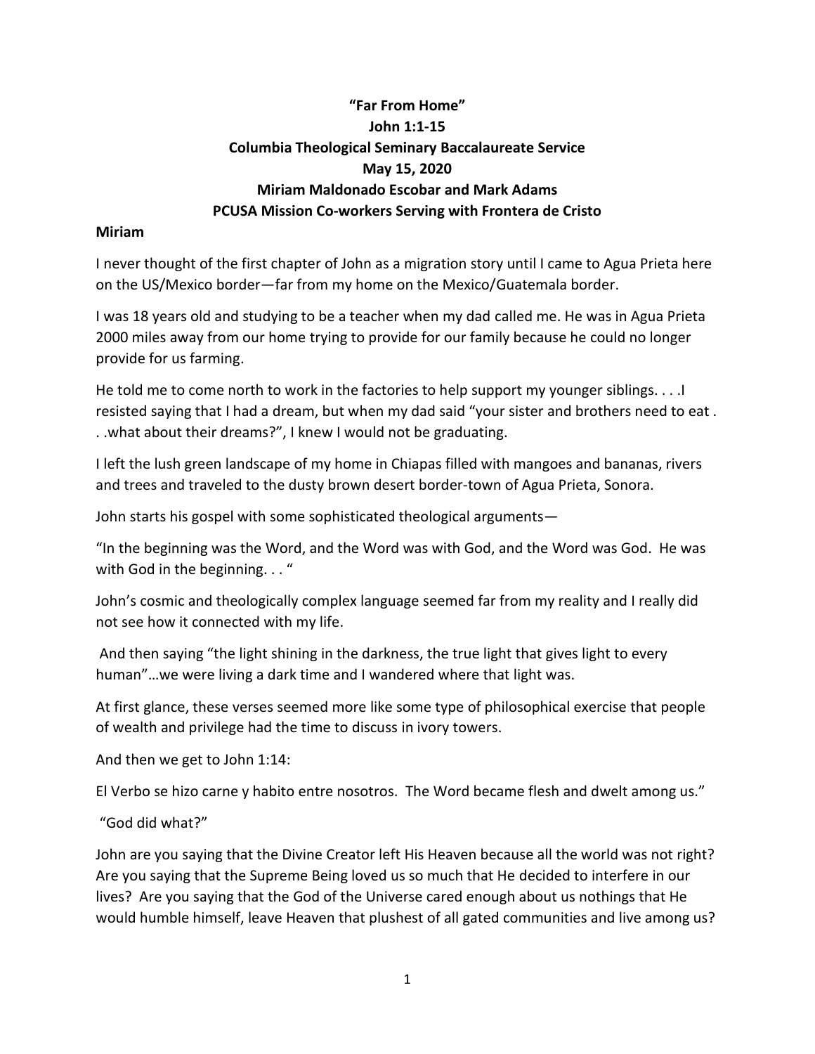**"Far From Home"**
**John 1:1-15**
**Columbia Theological Seminary Baccalaureate Service**
**May 15, 2020**
**Miriam Maldonado Escobar and Mark Adams**
**PCUSA Mission Co-workers Serving with Frontera de Cristo**

**Miriam**

I never thought of the first chapter of John as a migration story until I came to Agua Prieta here on the US/Mexico border—far from my home on the Mexico/Guatemala border.

I was 18 years old and studying to be a teacher when my dad called me. He was in Agua Prieta 2000 miles away from our home trying to provide for our family because he could no longer provide for us farming.

He told me to come north to work in the factories to help support my younger siblings. . . .I resisted saying that I had a dream, but when my dad said "your sister and brothers need to eat . . .what about their dreams?", I knew I would not be graduating.

I left the lush green landscape of my home in Chiapas filled with mangoes and bananas, rivers and trees and traveled to the dusty brown desert border-town of Agua Prieta, Sonora.

John starts his gospel with some sophisticated theological arguments—

"In the beginning was the Word, and the Word was with God, and the Word was God. He was with God in the beginning. . . "

John's cosmic and theologically complex language seemed far from my reality and I really did not see how it connected with my life.

And then saying "the light shining in the darkness, the true light that gives light to every human"…we were living a dark time and I wandered where that light was.

At first glance, these verses seemed more like some type of philosophical exercise that people of wealth and privilege had the time to discuss in ivory towers.

And then we get to John 1:14:

El Verbo se hizo carne y habito entre nosotros. The Word became flesh and dwelt among us."

"God did what?"

John are you saying that the Divine Creator left His Heaven because all the world was not right? Are you saying that the Supreme Being loved us so much that He decided to interfere in our lives? Are you saying that the God of the Universe cared enough about us nothings that He would humble himself, leave Heaven that plushest of all gated communities and live among us?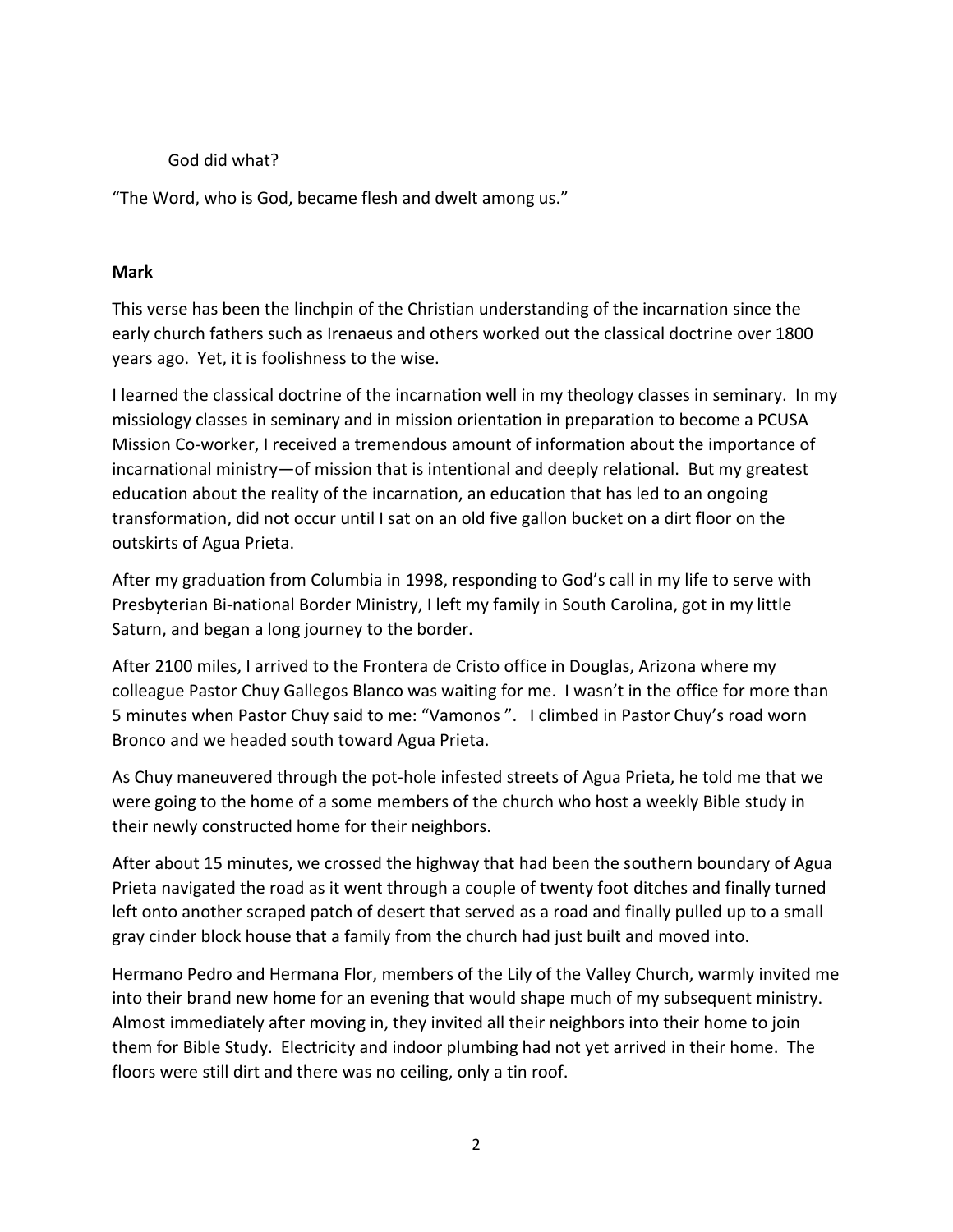God did what?

"The Word, who is God, became flesh and dwelt among us."

**Mark**

This verse has been the linchpin of the Christian understanding of the incarnation since the early church fathers such as Irenaeus and others worked out the classical doctrine over 1800 years ago. Yet, it is foolishness to the wise.

I learned the classical doctrine of the incarnation well in my theology classes in seminary. In my missiology classes in seminary and in mission orientation in preparation to become a PCUSA Mission Co-worker, I received a tremendous amount of information about the importance of incarnational ministry—of mission that is intentional and deeply relational. But my greatest education about the reality of the incarnation, an education that has led to an ongoing transformation, did not occur until I sat on an old five gallon bucket on a dirt floor on the outskirts of Agua Prieta.

After my graduation from Columbia in 1998, responding to God's call in my life to serve with Presbyterian Bi-national Border Ministry, I left my family in South Carolina, got in my little Saturn, and began a long journey to the border.

After 2100 miles, I arrived to the Frontera de Cristo office in Douglas, Arizona where my colleague Pastor Chuy Gallegos Blanco was waiting for me. I wasn't in the office for more than 5 minutes when Pastor Chuy said to me: "Vamonos ". I climbed in Pastor Chuy's road worn Bronco and we headed south toward Agua Prieta.

As Chuy maneuvered through the pot-hole infested streets of Agua Prieta, he told me that we were going to the home of a some members of the church who host a weekly Bible study in their newly constructed home for their neighbors.

After about 15 minutes, we crossed the highway that had been the southern boundary of Agua Prieta navigated the road as it went through a couple of twenty foot ditches and finally turned left onto another scraped patch of desert that served as a road and finally pulled up to a small gray cinder block house that a family from the church had just built and moved into.

Hermano Pedro and Hermana Flor, members of the Lily of the Valley Church, warmly invited me into their brand new home for an evening that would shape much of my subsequent ministry. Almost immediately after moving in, they invited all their neighbors into their home to join them for Bible Study. Electricity and indoor plumbing had not yet arrived in their home. The floors were still dirt and there was no ceiling, only a tin roof.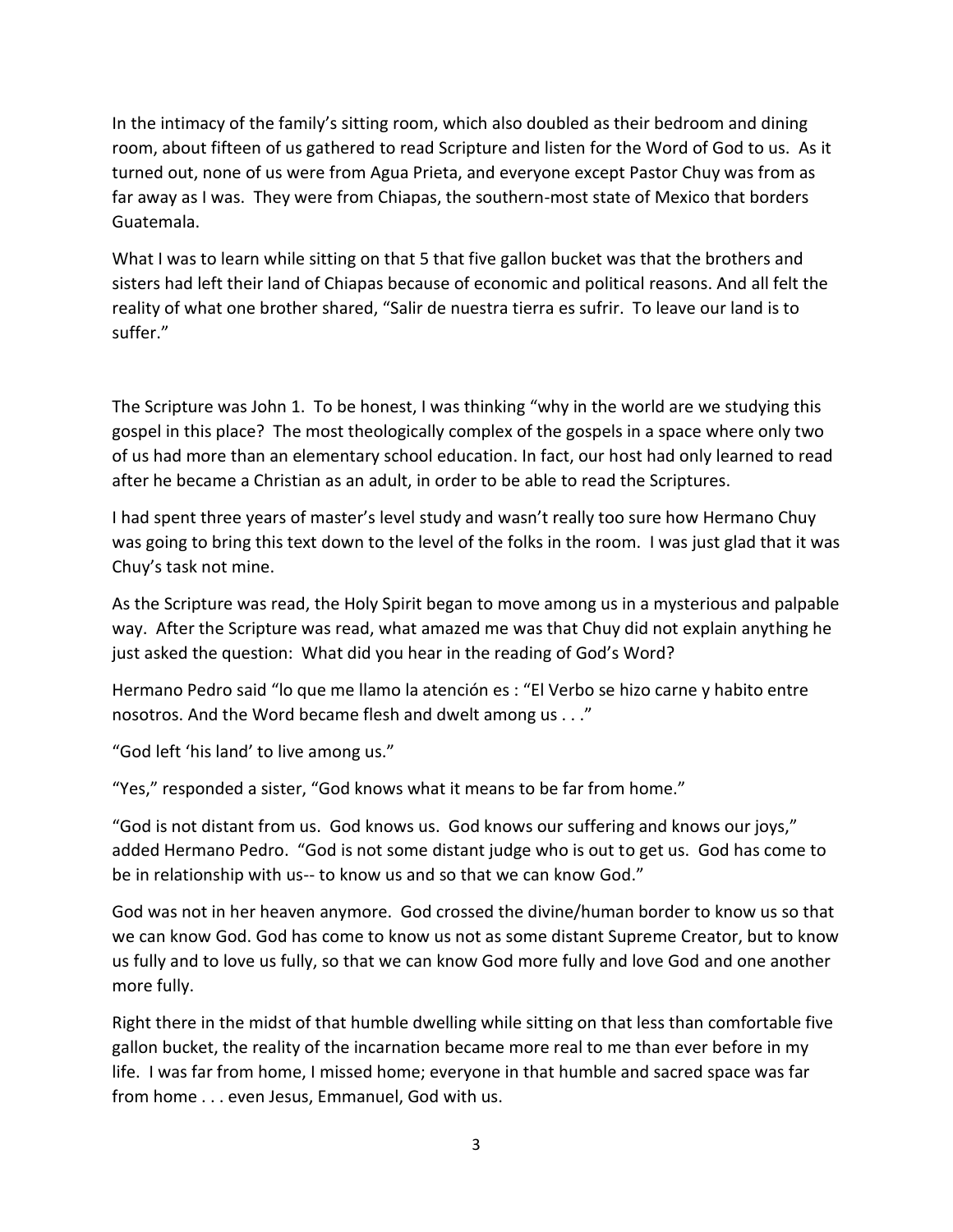In the intimacy of the family's sitting room, which also doubled as their bedroom and dining room, about fifteen of us gathered to read Scripture and listen for the Word of God to us. As it turned out, none of us were from Agua Prieta, and everyone except Pastor Chuy was from as far away as I was. They were from Chiapas, the southern-most state of Mexico that borders Guatemala.

What I was to learn while sitting on that 5 that five gallon bucket was that the brothers and sisters had left their land of Chiapas because of economic and political reasons. And all felt the reality of what one brother shared, "Salir de nuestra tierra es sufrir. To leave our land is to suffer."

The Scripture was John 1. To be honest, I was thinking "why in the world are we studying this gospel in this place? The most theologically complex of the gospels in a space where only two of us had more than an elementary school education. In fact, our host had only learned to read after he became a Christian as an adult, in order to be able to read the Scriptures.

I had spent three years of master's level study and wasn't really too sure how Hermano Chuy was going to bring this text down to the level of the folks in the room. I was just glad that it was Chuy's task not mine.

As the Scripture was read, the Holy Spirit began to move among us in a mysterious and palpable way. After the Scripture was read, what amazed me was that Chuy did not explain anything he just asked the question: What did you hear in the reading of God's Word?

Hermano Pedro said "lo que me llamo la atención es : "El Verbo se hizo carne y habito entre nosotros. And the Word became flesh and dwelt among us . . ."

"God left 'his land' to live among us."

"Yes," responded a sister, "God knows what it means to be far from home."

"God is not distant from us. God knows us. God knows our suffering and knows our joys," added Hermano Pedro. "God is not some distant judge who is out to get us. God has come to be in relationship with us-- to know us and so that we can know God."

God was not in her heaven anymore. God crossed the divine/human border to know us so that we can know God. God has come to know us not as some distant Supreme Creator, but to know us fully and to love us fully, so that we can know God more fully and love God and one another more fully.

Right there in the midst of that humble dwelling while sitting on that less than comfortable five gallon bucket, the reality of the incarnation became more real to me than ever before in my life. I was far from home, I missed home; everyone in that humble and sacred space was far from home . . . even Jesus, Emmanuel, God with us.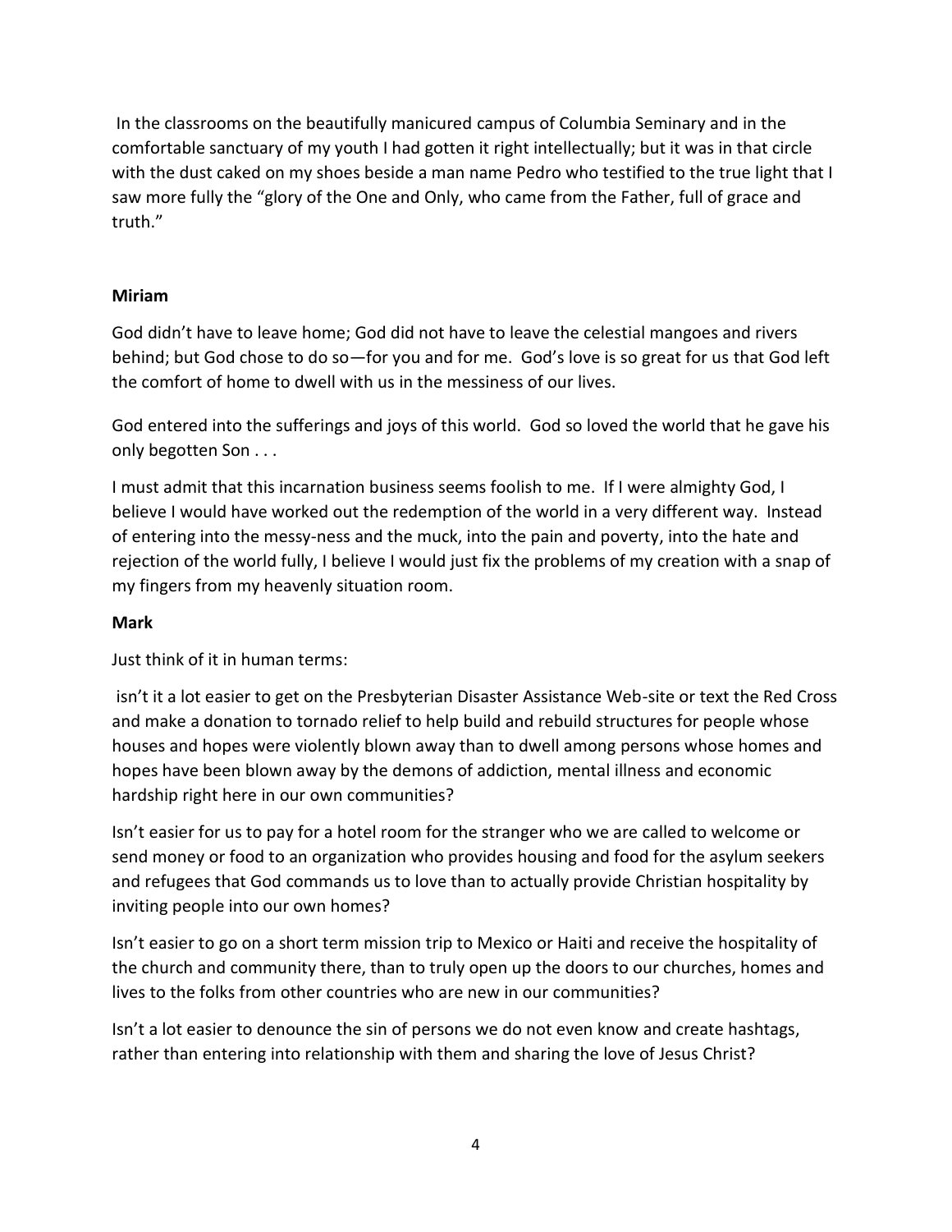In the classrooms on the beautifully manicured campus of Columbia Seminary and in the comfortable sanctuary of my youth I had gotten it right intellectually; but it was in that circle with the dust caked on my shoes beside a man name Pedro who testified to the true light that I saw more fully the "glory of the One and Only, who came from the Father, full of grace and truth."

**Miriam**

God didn't have to leave home; God did not have to leave the celestial mangoes and rivers behind; but God chose to do so—for you and for me. God's love is so great for us that God left the comfort of home to dwell with us in the messiness of our lives.

God entered into the sufferings and joys of this world. God so loved the world that he gave his only begotten Son . . .

I must admit that this incarnation business seems foolish to me. If I were almighty God, I believe I would have worked out the redemption of the world in a very different way. Instead of entering into the messy-ness and the muck, into the pain and poverty, into the hate and rejection of the world fully, I believe I would just fix the problems of my creation with a snap of my fingers from my heavenly situation room.

**Mark**

Just think of it in human terms:

isn't it a lot easier to get on the Presbyterian Disaster Assistance Web-site or text the Red Cross and make a donation to tornado relief to help build and rebuild structures for people whose houses and hopes were violently blown away than to dwell among persons whose homes and hopes have been blown away by the demons of addiction, mental illness and economic hardship right here in our own communities?

Isn't easier for us to pay for a hotel room for the stranger who we are called to welcome or send money or food to an organization who provides housing and food for the asylum seekers and refugees that God commands us to love than to actually provide Christian hospitality by inviting people into our own homes?

Isn't easier to go on a short term mission trip to Mexico or Haiti and receive the hospitality of the church and community there, than to truly open up the doors to our churches, homes and lives to the folks from other countries who are new in our communities?

Isn't a lot easier to denounce the sin of persons we do not even know and create hashtags, rather than entering into relationship with them and sharing the love of Jesus Christ?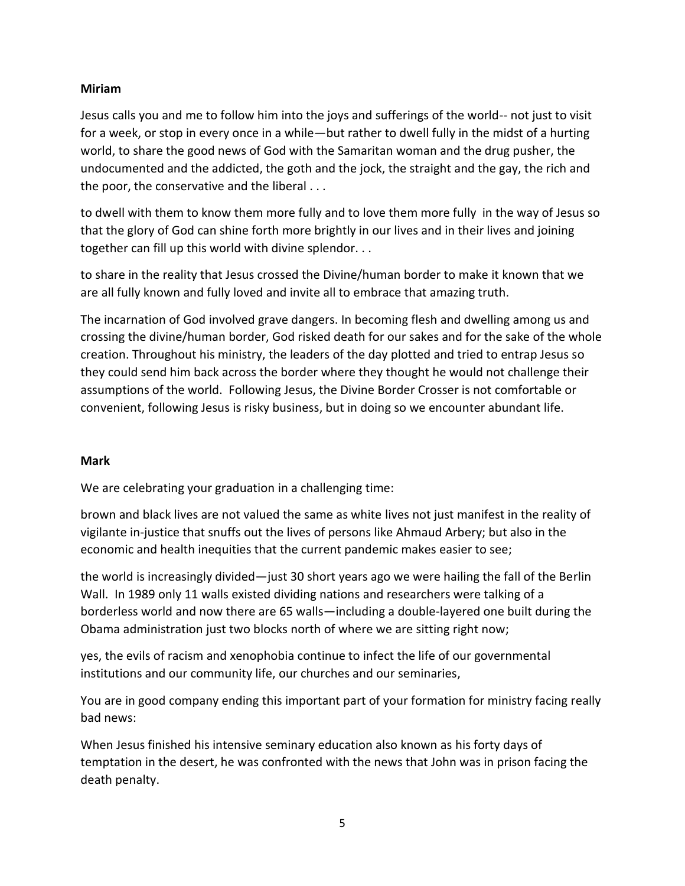**Miriam**

Jesus calls you and me to follow him into the joys and sufferings of the world-- not just to visit for a week, or stop in every once in a while—but rather to dwell fully in the midst of a hurting world, to share the good news of God with the Samaritan woman and the drug pusher, the undocumented and the addicted, the goth and the jock, the straight and the gay, the rich and the poor, the conservative and the liberal . . .

to dwell with them to know them more fully and to love them more fully in the way of Jesus so that the glory of God can shine forth more brightly in our lives and in their lives and joining together can fill up this world with divine splendor. . .

to share in the reality that Jesus crossed the Divine/human border to make it known that we are all fully known and fully loved and invite all to embrace that amazing truth.

The incarnation of God involved grave dangers. In becoming flesh and dwelling among us and crossing the divine/human border, God risked death for our sakes and for the sake of the whole creation. Throughout his ministry, the leaders of the day plotted and tried to entrap Jesus so they could send him back across the border where they thought he would not challenge their assumptions of the world. Following Jesus, the Divine Border Crosser is not comfortable or convenient, following Jesus is risky business, but in doing so we encounter abundant life.

**Mark**

We are celebrating your graduation in a challenging time:

brown and black lives are not valued the same as white lives not just manifest in the reality of vigilante in-justice that snuffs out the lives of persons like Ahmaud Arbery; but also in the economic and health inequities that the current pandemic makes easier to see;

the world is increasingly divided—just 30 short years ago we were hailing the fall of the Berlin Wall. In 1989 only 11 walls existed dividing nations and researchers were talking of a borderless world and now there are 65 walls—including a double-layered one built during the Obama administration just two blocks north of where we are sitting right now;

yes, the evils of racism and xenophobia continue to infect the life of our governmental institutions and our community life, our churches and our seminaries,

You are in good company ending this important part of your formation for ministry facing really bad news:

When Jesus finished his intensive seminary education also known as his forty days of temptation in the desert, he was confronted with the news that John was in prison facing the death penalty.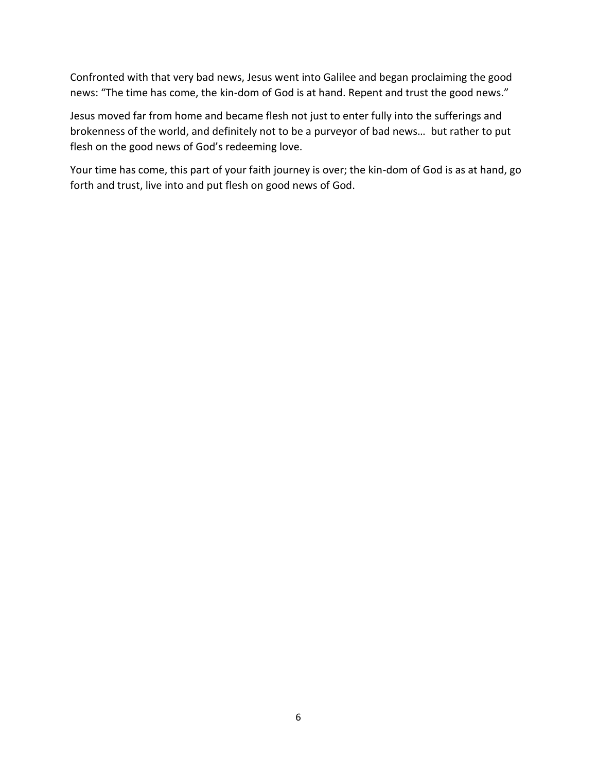Confronted with that very bad news, Jesus went into Galilee and began proclaiming the good news: “The time has come, the kin-dom of God is at hand. Repent and trust the good news.”

Jesus moved far from home and became flesh not just to enter fully into the sufferings and brokenness of the world, and definitely not to be a purveyor of bad news… but rather to put flesh on the good news of God’s redeeming love.

Your time has come, this part of your faith journey is over; the kin-dom of God is as at hand, go forth and trust, live into and put flesh on good news of God.